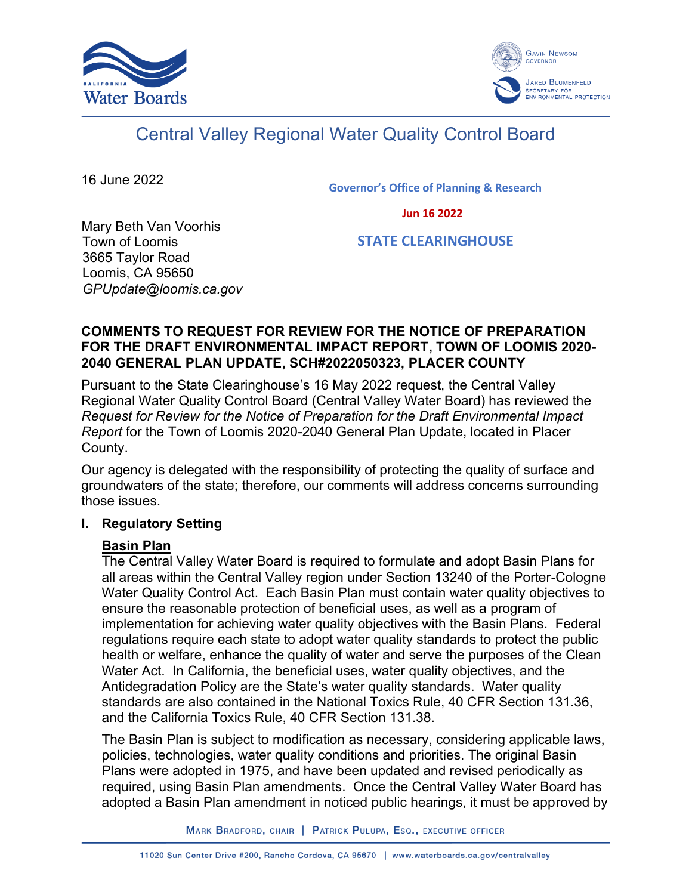Central Valley Regional Water Quality Control Board

16 June 2022

Governor's Office of Planning & Research

Jun 16 2022

STATE CLEARINGHOUSE

Mary Beth Van Voorhis
Town of Loomis
3665 Taylor Road
Loomis, CA 95650
*GPUpdate@loomis.ca.gov*

**COMMENTS TO REQUEST FOR REVIEW FOR THE NOTICE OF PREPARATION FOR THE DRAFT ENVIRONMENTAL IMPACT REPORT, TOWN OF LOOMIS 2020-2040 GENERAL PLAN UPDATE, SCH#2022050323, PLACER COUNTY**

Pursuant to the State Clearinghouse's 16 May 2022 request, the Central Valley Regional Water Quality Control Board (Central Valley Water Board) has reviewed the *Request for Review for the Notice of Preparation for the Draft Environmental Impact Report* for the Town of Loomis 2020-2040 General Plan Update, located in Placer County.

Our agency is delegated with the responsibility of protecting the quality of surface and groundwaters of the state; therefore, our comments will address concerns surrounding those issues.

## I. Regulatory Setting

**Basin Plan**

The Central Valley Water Board is required to formulate and adopt Basin Plans for all areas within the Central Valley region under Section 13240 of the Porter-Cologne Water Quality Control Act. Each Basin Plan must contain water quality objectives to ensure the reasonable protection of beneficial uses, as well as a program of implementation for achieving water quality objectives with the Basin Plans. Federal regulations require each state to adopt water quality standards to protect the public health or welfare, enhance the quality of water and serve the purposes of the Clean Water Act. In California, the beneficial uses, water quality objectives, and the Antidegradation Policy are the State's water quality standards. Water quality standards are also contained in the National Toxics Rule, 40 CFR Section 131.36, and the California Toxics Rule, 40 CFR Section 131.38.

The Basin Plan is subject to modification as necessary, considering applicable laws, policies, technologies, water quality conditions and priorities. The original Basin Plans were adopted in 1975, and have been updated and revised periodically as required, using Basin Plan amendments. Once the Central Valley Water Board has adopted a Basin Plan amendment in noticed public hearings, it must be approved by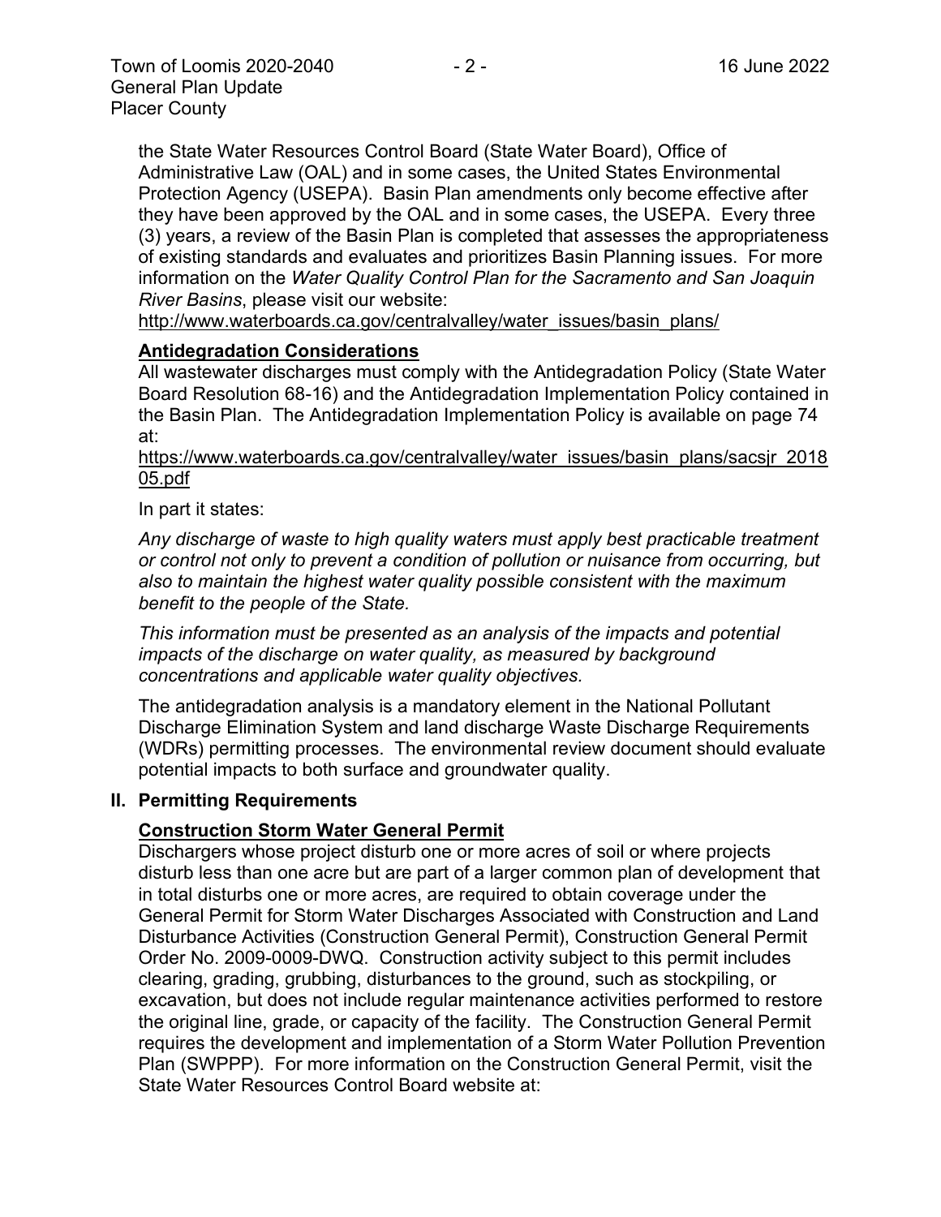the State Water Resources Control Board (State Water Board), Office of Administrative Law (OAL) and in some cases, the United States Environmental Protection Agency (USEPA). Basin Plan amendments only become effective after they have been approved by the OAL and in some cases, the USEPA. Every three (3) years, a review of the Basin Plan is completed that assesses the appropriateness of existing standards and evaluates and prioritizes Basin Planning issues. For more information on the *Water Quality Control Plan for the Sacramento and San Joaquin River Basins*, please visit our website:

http://www.waterboards.ca.gov/centralvalley/water_issues/basin_plans/

**Antidegradation Considerations**

All wastewater discharges must comply with the Antidegradation Policy (State Water Board Resolution 68-16) and the Antidegradation Implementation Policy contained in the Basin Plan. The Antidegradation Implementation Policy is available on page 74 at:

https://www.waterboards.ca.gov/centralvalley/water_issues/basin_plans/sacsjr_201805.pdf

In part it states:

*Any discharge of waste to high quality waters must apply best practicable treatment or control not only to prevent a condition of pollution or nuisance from occurring, but also to maintain the highest water quality possible consistent with the maximum benefit to the people of the State.*

*This information must be presented as an analysis of the impacts and potential impacts of the discharge on water quality, as measured by background concentrations and applicable water quality objectives.*

The antidegradation analysis is a mandatory element in the National Pollutant Discharge Elimination System and land discharge Waste Discharge Requirements (WDRs) permitting processes. The environmental review document should evaluate potential impacts to both surface and groundwater quality.

## II. Permitting Requirements

**Construction Storm Water General Permit**

Dischargers whose project disturb one or more acres of soil or where projects disturb less than one acre but are part of a larger common plan of development that in total disturbs one or more acres, are required to obtain coverage under the General Permit for Storm Water Discharges Associated with Construction and Land Disturbance Activities (Construction General Permit), Construction General Permit Order No. 2009-0009-DWQ. Construction activity subject to this permit includes clearing, grading, grubbing, disturbances to the ground, such as stockpiling, or excavation, but does not include regular maintenance activities performed to restore the original line, grade, or capacity of the facility. The Construction General Permit requires the development and implementation of a Storm Water Pollution Prevention Plan (SWPPP). For more information on the Construction General Permit, visit the State Water Resources Control Board website at: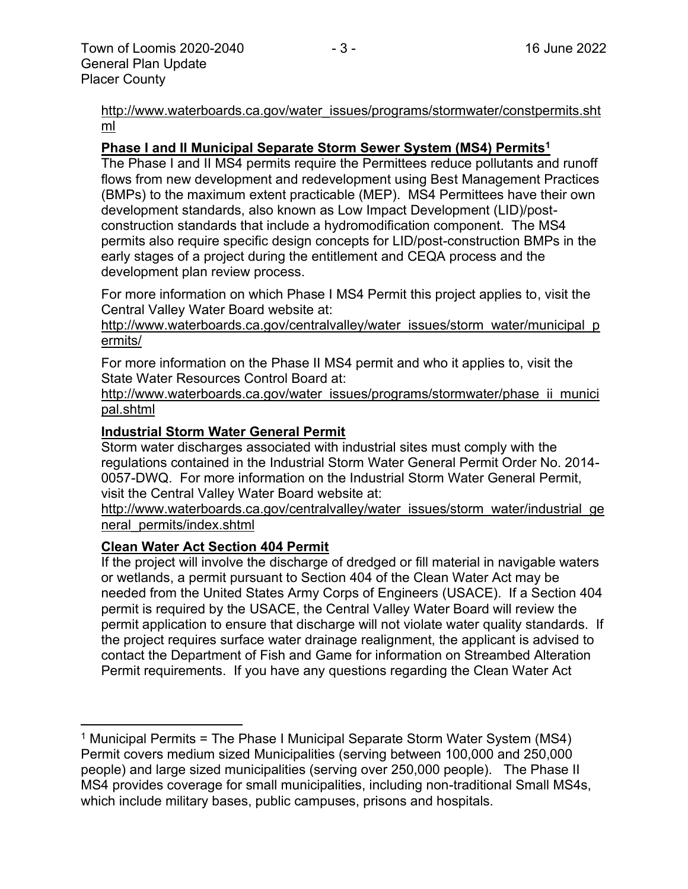http://www.waterboards.ca.gov/water_issues/programs/stormwater/constpermits.shtml

**Phase I and II Municipal Separate Storm Sewer System (MS4) Permits[1]**

The Phase I and II MS4 permits require the Permittees reduce pollutants and runoff flows from new development and redevelopment using Best Management Practices (BMPs) to the maximum extent practicable (MEP). MS4 Permittees have their own development standards, also known as Low Impact Development (LID)/post-construction standards that include a hydromodification component. The MS4 permits also require specific design concepts for LID/post-construction BMPs in the early stages of a project during the entitlement and CEQA process and the development plan review process.

For more information on which Phase I MS4 Permit this project applies to, visit the Central Valley Water Board website at:

http://www.waterboards.ca.gov/centralvalley/water_issues/storm_water/municipal_permits/

For more information on the Phase II MS4 permit and who it applies to, visit the State Water Resources Control Board at:

http://www.waterboards.ca.gov/water_issues/programs/stormwater/phase_ii_municipal.shtml

**Industrial Storm Water General Permit**

Storm water discharges associated with industrial sites must comply with the regulations contained in the Industrial Storm Water General Permit Order No. 2014-0057-DWQ. For more information on the Industrial Storm Water General Permit, visit the Central Valley Water Board website at:

http://www.waterboards.ca.gov/centralvalley/water_issues/storm_water/industrial_general_permits/index.shtml

**Clean Water Act Section 404 Permit**

If the project will involve the discharge of dredged or fill material in navigable waters or wetlands, a permit pursuant to Section 404 of the Clean Water Act may be needed from the United States Army Corps of Engineers (USACE). If a Section 404 permit is required by the USACE, the Central Valley Water Board will review the permit application to ensure that discharge will not violate water quality standards. If the project requires surface water drainage realignment, the applicant is advised to contact the Department of Fish and Game for information on Streambed Alteration Permit requirements. If you have any questions regarding the Clean Water Act

[1] Municipal Permits = The Phase I Municipal Separate Storm Water System (MS4) Permit covers medium sized Municipalities (serving between 100,000 and 250,000 people) and large sized municipalities (serving over 250,000 people). The Phase II MS4 provides coverage for small municipalities, including non-traditional Small MS4s, which include military bases, public campuses, prisons and hospitals.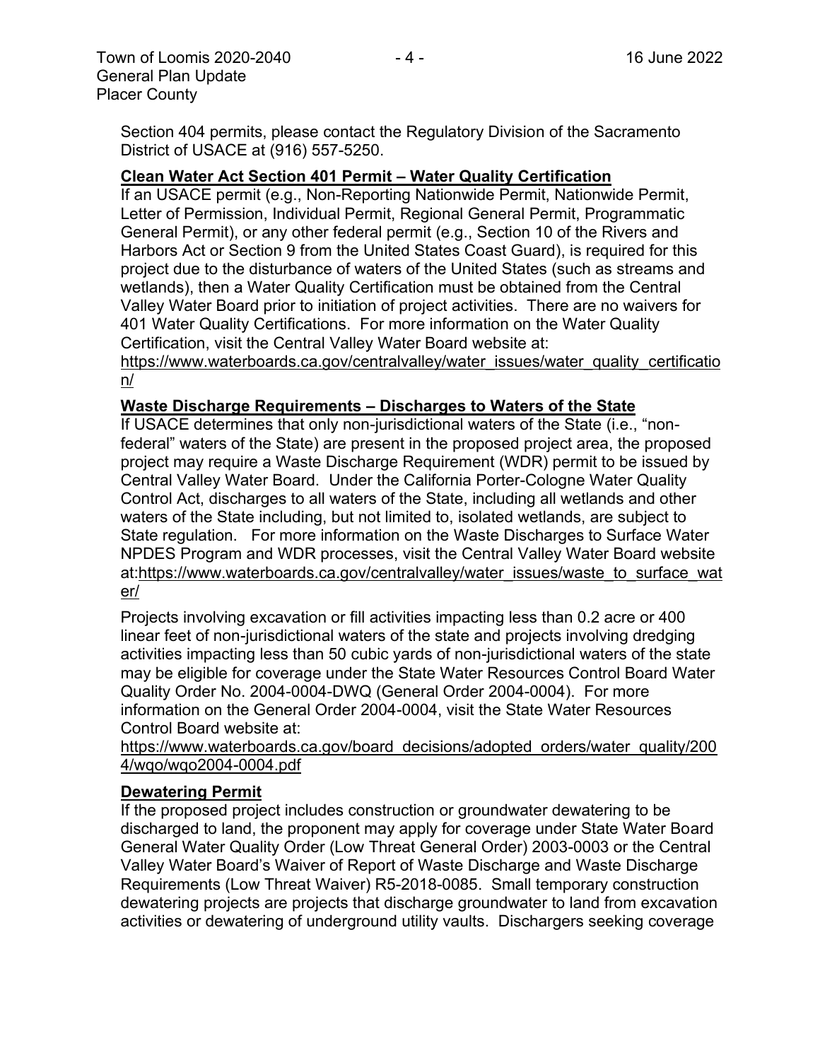Section 404 permits, please contact the Regulatory Division of the Sacramento District of USACE at (916) 557-5250.

**Clean Water Act Section 401 Permit – Water Quality Certification**

If an USACE permit (e.g., Non-Reporting Nationwide Permit, Nationwide Permit, Letter of Permission, Individual Permit, Regional General Permit, Programmatic General Permit), or any other federal permit (e.g., Section 10 of the Rivers and Harbors Act or Section 9 from the United States Coast Guard), is required for this project due to the disturbance of waters of the United States (such as streams and wetlands), then a Water Quality Certification must be obtained from the Central Valley Water Board prior to initiation of project activities. There are no waivers for 401 Water Quality Certifications. For more information on the Water Quality Certification, visit the Central Valley Water Board website at: https://www.waterboards.ca.gov/centralvalley/water_issues/water_quality_certification/

**Waste Discharge Requirements – Discharges to Waters of the State**

If USACE determines that only non-jurisdictional waters of the State (i.e., "non-federal" waters of the State) are present in the proposed project area, the proposed project may require a Waste Discharge Requirement (WDR) permit to be issued by Central Valley Water Board. Under the California Porter-Cologne Water Quality Control Act, discharges to all waters of the State, including all wetlands and other waters of the State including, but not limited to, isolated wetlands, are subject to State regulation. For more information on the Waste Discharges to Surface Water NPDES Program and WDR processes, visit the Central Valley Water Board website at:https://www.waterboards.ca.gov/centralvalley/water_issues/waste_to_surface_water/

Projects involving excavation or fill activities impacting less than 0.2 acre or 400 linear feet of non-jurisdictional waters of the state and projects involving dredging activities impacting less than 50 cubic yards of non-jurisdictional waters of the state may be eligible for coverage under the State Water Resources Control Board Water Quality Order No. 2004-0004-DWQ (General Order 2004-0004). For more information on the General Order 2004-0004, visit the State Water Resources Control Board website at: https://www.waterboards.ca.gov/board_decisions/adopted_orders/water_quality/2004/wqo/wqo2004-0004.pdf

**Dewatering Permit**

If the proposed project includes construction or groundwater dewatering to be discharged to land, the proponent may apply for coverage under State Water Board General Water Quality Order (Low Threat General Order) 2003-0003 or the Central Valley Water Board's Waiver of Report of Waste Discharge and Waste Discharge Requirements (Low Threat Waiver) R5-2018-0085. Small temporary construction dewatering projects are projects that discharge groundwater to land from excavation activities or dewatering of underground utility vaults. Dischargers seeking coverage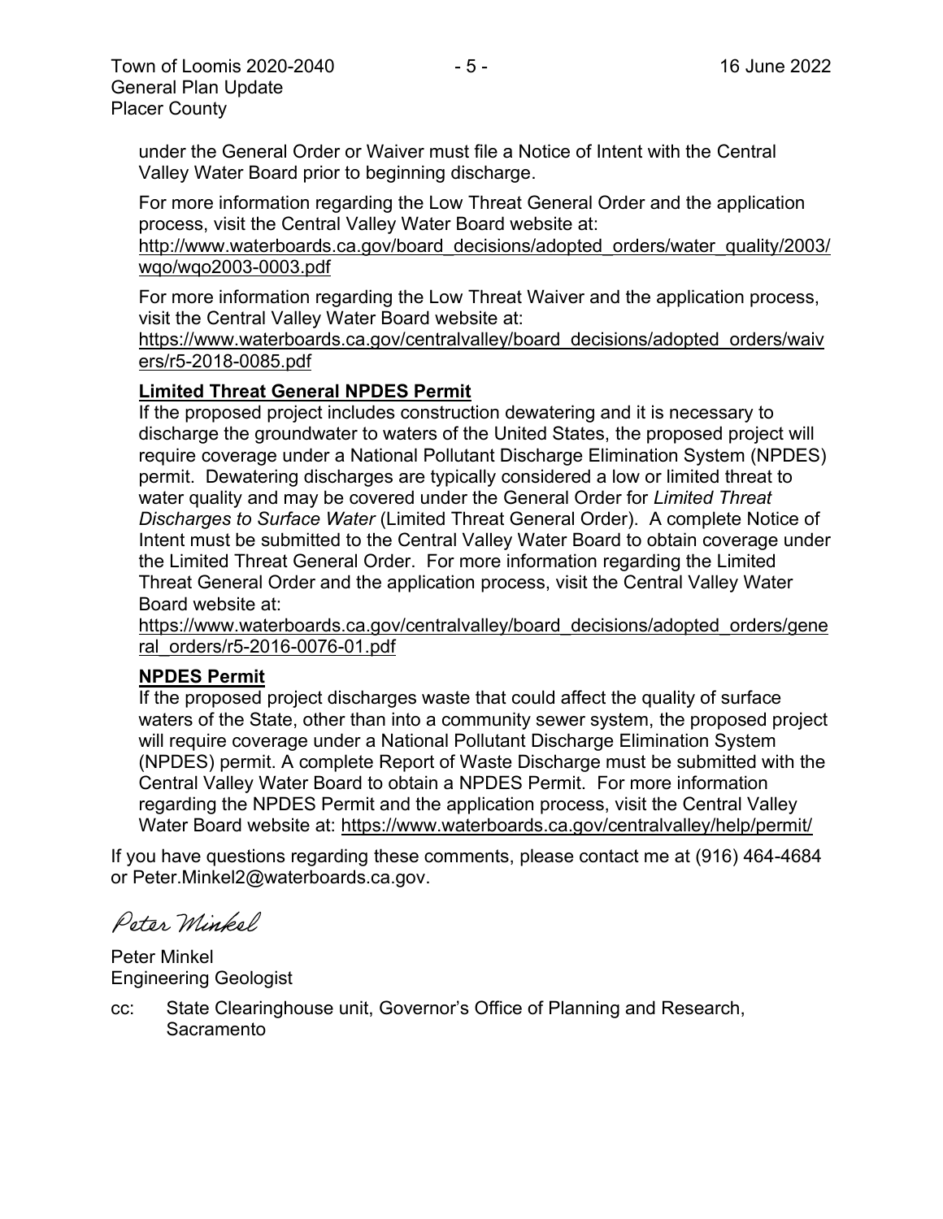under the General Order or Waiver must file a Notice of Intent with the Central Valley Water Board prior to beginning discharge.

For more information regarding the Low Threat General Order and the application process, visit the Central Valley Water Board website at: http://www.waterboards.ca.gov/board_decisions/adopted_orders/water_quality/2003/wqo/wqo2003-0003.pdf

For more information regarding the Low Threat Waiver and the application process, visit the Central Valley Water Board website at: https://www.waterboards.ca.gov/centralvalley/board_decisions/adopted_orders/waivers/r5-2018-0085.pdf

**Limited Threat General NPDES Permit**

If the proposed project includes construction dewatering and it is necessary to discharge the groundwater to waters of the United States, the proposed project will require coverage under a National Pollutant Discharge Elimination System (NPDES) permit. Dewatering discharges are typically considered a low or limited threat to water quality and may be covered under the General Order for *Limited Threat Discharges to Surface Water* (Limited Threat General Order). A complete Notice of Intent must be submitted to the Central Valley Water Board to obtain coverage under the Limited Threat General Order. For more information regarding the Limited Threat General Order and the application process, visit the Central Valley Water Board website at: https://www.waterboards.ca.gov/centralvalley/board_decisions/adopted_orders/general_orders/r5-2016-0076-01.pdf

**NPDES Permit**

If the proposed project discharges waste that could affect the quality of surface waters of the State, other than into a community sewer system, the proposed project will require coverage under a National Pollutant Discharge Elimination System (NPDES) permit. A complete Report of Waste Discharge must be submitted with the Central Valley Water Board to obtain a NPDES Permit. For more information regarding the NPDES Permit and the application process, visit the Central Valley Water Board website at: https://www.waterboards.ca.gov/centralvalley/help/permit/

If you have questions regarding these comments, please contact me at (916) 464-4684 or Peter.Minkel2@waterboards.ca.gov.

*Peter Minkel*

Peter Minkel
Engineering Geologist

cc: State Clearinghouse unit, Governor's Office of Planning and Research, Sacramento